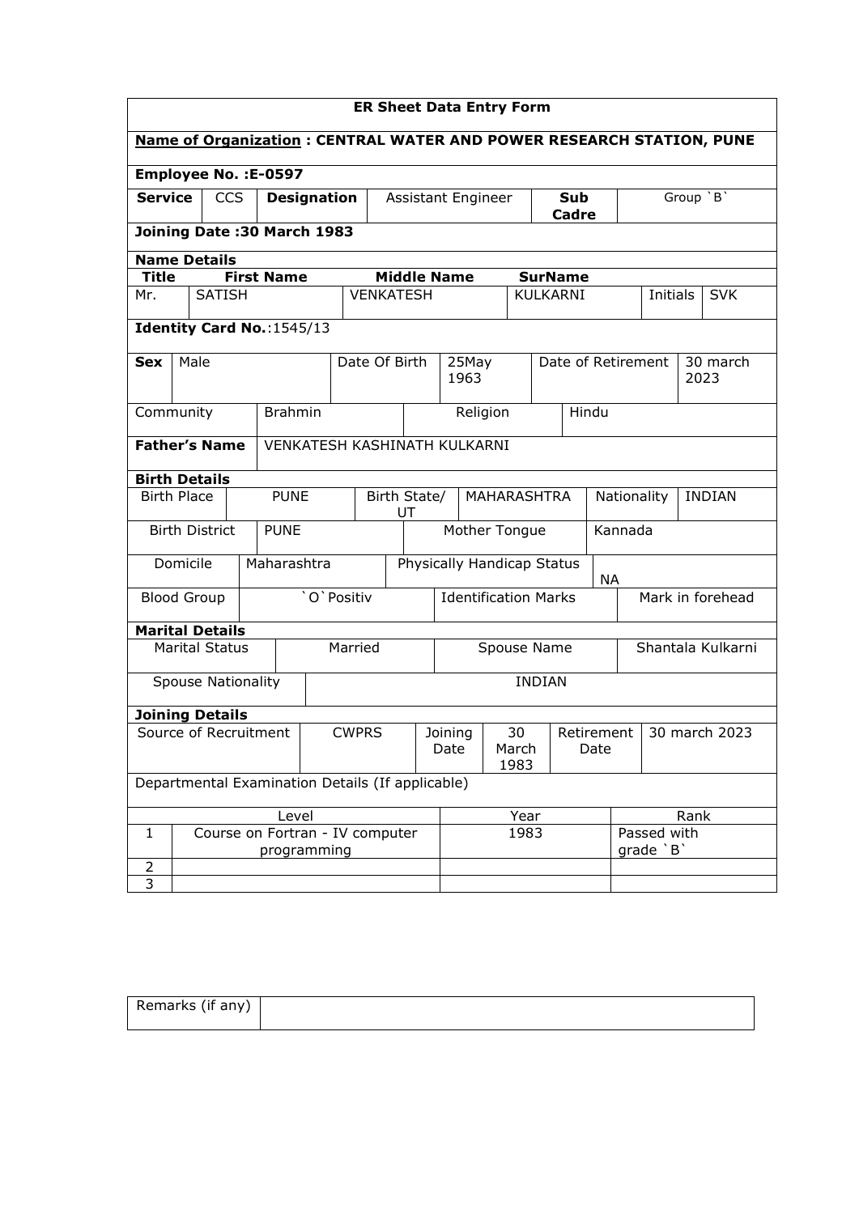# ER Sheet Data Entry Form

**Name of Organization : CENTRAL WATER AND POWER RESEARCH STATION, PUNE**

**Employee No. :E-0597**

| **Service** | CCS | **Designation** | Assistant Engineer | **Sub Cadre** | Group `B` |
|---|---|---|---|---|---|

**Joining Date :30 March 1983**

**Name Details**

| **Title** | **First Name** | **Middle Name** | **SurName** | | |
|---|---|---|---|---|---|
| Mr. | SATISH | VENKATESH | KULKARNI | Initials | SVK |

**Identity Card No.**:1545/13

| **Sex** | Male | Date Of Birth | 25May 1963 | Date of Retirement | 30 march 2023 |
|---|---|---|---|---|---|
| Community | Brahmin | Religion | Hindu | | |

| **Father's Name** | VENKATESH KASHINATH KULKARNI |
|---|---|

**Birth Details**

| Birth Place | PUNE | Birth State/ UT | MAHARASHTRA | Nationality | INDIAN |
|---|---|---|---|---|---|
| Birth District | PUNE | Mother Tongue | Kannada | | |
| Domicile | Maharashtra | Physically Handicap Status | NA | | |
| Blood Group | `O`Positiv | Identification Marks | Mark in forehead | | |

**Marital Details**

| Marital Status | Married | Spouse Name | Shantala Kulkarni |
|---|---|---|---|
| Spouse Nationality | INDIAN | | |

**Joining Details**

| Source of Recruitment | CWPRS | Joining Date | 30 March 1983 | Retirement Date | 30 march 2023 |
|---|---|---|---|---|---|

Departmental Examination Details (If applicable)

| | Level | Year | Rank |
|---|---|---|---|
| 1 | Course on Fortran - IV computer programming | 1983 | Passed with grade `B` |
| 2 | | | |
| 3 | | | |

| Remarks (if any) | |
|---|---|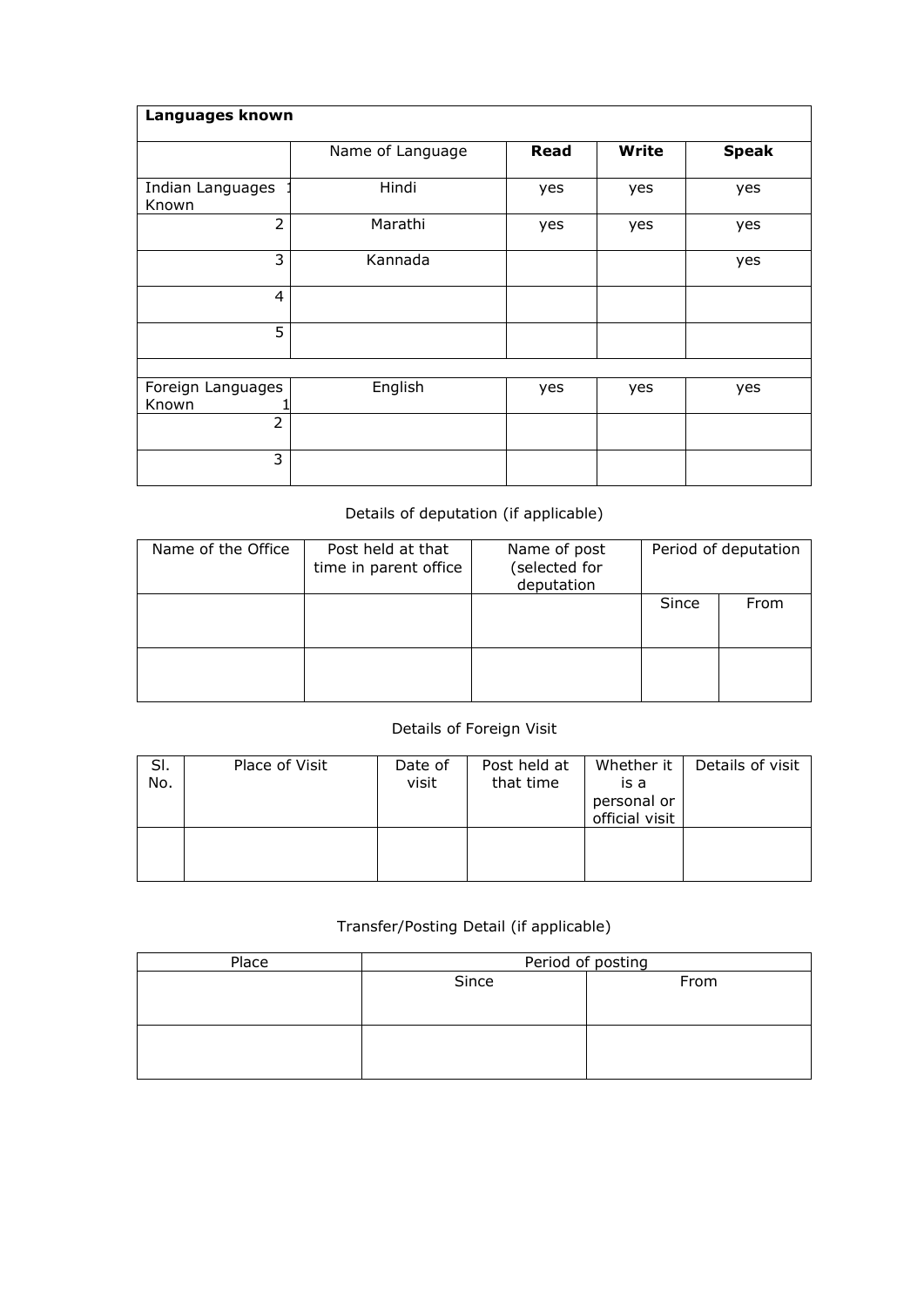| **Languages known** | | | | |
|---|---|---|---|---|
| | Name of Language | **Read** | **Write** | **Speak** |
| Indian Languages Known 1 | Hindi | yes | yes | yes |
| 2 | Marathi | yes | yes | yes |
| 3 | Kannada | | | yes |
| 4 | | | | |
| 5 | | | | |
| | | | | |
| Foreign Languages Known 1 | English | yes | yes | yes |
| 2 | | | | |
| 3 | | | | |

Details of deputation (if applicable)

| Name of the Office | Post held at that time in parent office | Name of post (selected for deputation | Period of deputation | |
|---|---|---|---|---|
| | | | Since | From |
| | | | | |

Details of Foreign Visit

| Sl. No. | Place of Visit | Date of visit | Post held at that time | Whether it is a personal or official visit | Details of visit |
|---|---|---|---|---|---|
| | | | | | |

Transfer/Posting Detail (if applicable)

| Place | Period of posting | |
|---|---|---|
| | Since | From |
| | | |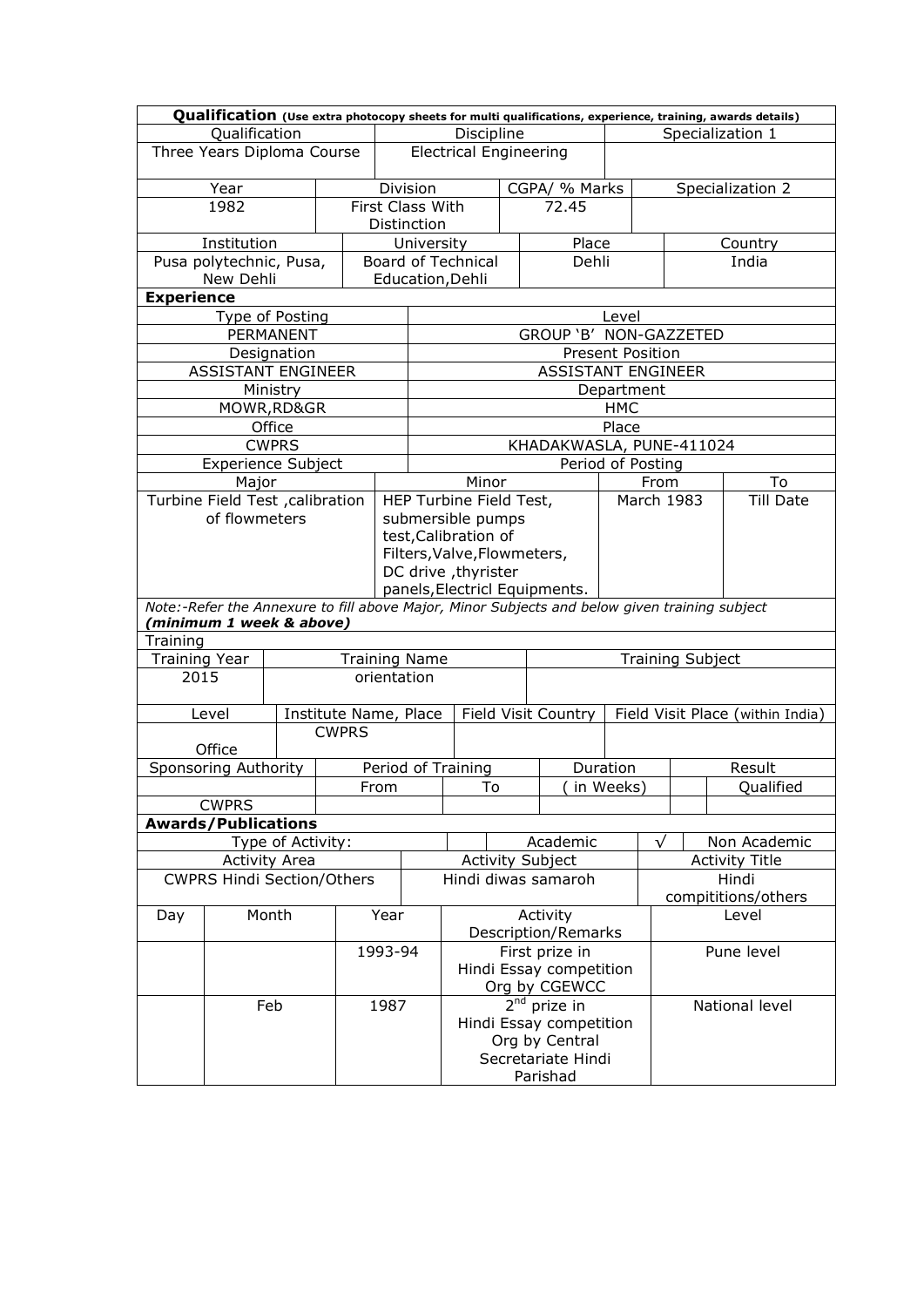## Qualification (Use extra photocopy sheets for multi qualifications, experience, training, awards details)

| Qualification | Discipline | Specialization 1 |
|---|---|---|
| Three Years Diploma Course | Electrical Engineering | |

| Year | Division | CGPA/ % Marks | Specialization 2 |
|---|---|---|---|
| 1982 | First Class With Distinction | 72.45 | |

| Institution | University | Place | Country |
|---|---|---|---|
| Pusa polytechnic, Pusa, New Dehli | Board of Technical Education,Dehli | Dehli | India |

## Experience

| Type of Posting | Level |
|---|---|
| PERMANENT | GROUP 'B' NON-GAZZETED |
| **Designation** | **Present Position** |
| ASSISTANT ENGINEER | ASSISTANT ENGINEER |
| **Ministry** | **Department** |
| MOWR,RD&GR | HMC |
| **Office** | **Place** |
| CWPRS | KHADAKWASLA, PUNE-411024 |

| Experience Subject | | Period of Posting | |
|---|---|---|---|
| Major | Minor | From | To |
| Turbine Field Test ,calibration of flowmeters | HEP Turbine Field Test, submersible pumps test,Calibration of Filters,Valve,Flowmeters, DC drive ,thyrister panels,Electricl Equipments. | March 1983 | Till Date |

*Note:-Refer the Annexure to fill above Major, Minor Subjects and below given training subject* ***(minimum 1 week & above)***

## Training

| Training Year | Training Name | Training Subject |
|---|---|---|
| 2015 | orientation | |

| Level | Institute Name, Place | Field Visit Country | Field Visit Place (within India) |
|---|---|---|---|
| Office | CWPRS | | |

| Sponsoring Authority | Period of Training From | Period of Training To | Duration ( in Weeks) | Result | |
|---|---|---|---|---|---|
| | | | | | Qualified |
| CWPRS | | | | | |

## Awards/Publications

| Type of Activity: | | Academic | √ | Non Academic |
|---|---|---|---|---|

| Activity Area | Activity Subject | Activity Title |
|---|---|---|
| CWPRS Hindi Section/Others | Hindi diwas samaroh | Hindi compititions/others |

| Day | Month | Year | Activity Description/Remarks | Level |
|---|---|---|---|---|
| | | 1993-94 | First prize in Hindi Essay competition Org by CGEWCC | Pune level |
| | Feb | 1987 | 2nd prize in Hindi Essay competition Org by Central Secretariate Hindi Parishad | National level |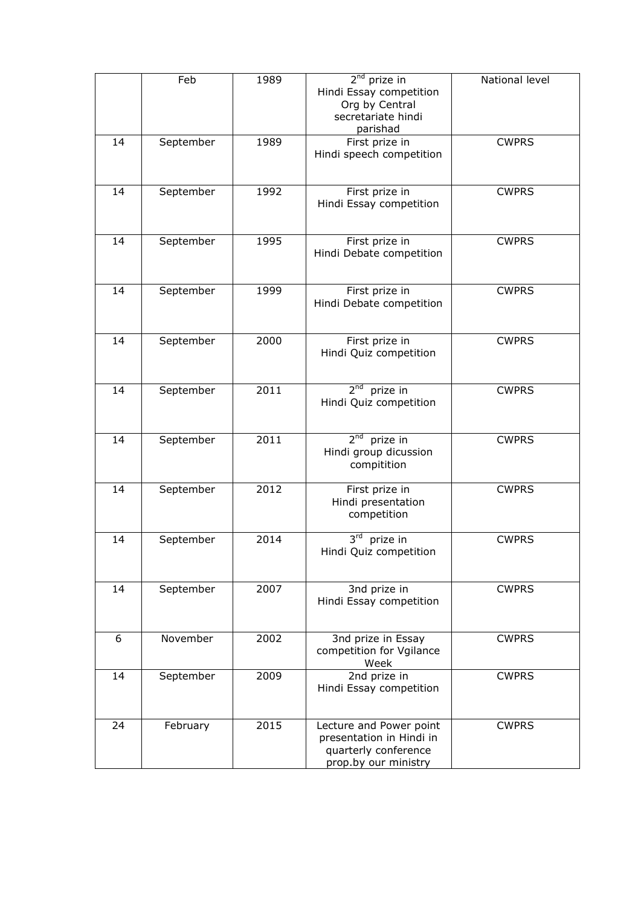| | Feb | 1989 | 2nd prize in Hindi Essay competition Org by Central secretariate hindi parishad | National level |
|---|---|---|---|---|
| 14 | September | 1989 | First prize in Hindi speech competition | CWPRS |
| 14 | September | 1992 | First prize in Hindi Essay competition | CWPRS |
| 14 | September | 1995 | First prize in Hindi Debate competition | CWPRS |
| 14 | September | 1999 | First prize in Hindi Debate competition | CWPRS |
| 14 | September | 2000 | First prize in Hindi Quiz competition | CWPRS |
| 14 | September | 2011 | 2nd prize in Hindi Quiz competition | CWPRS |
| 14 | September | 2011 | 2nd prize in Hindi group dicussion compitition | CWPRS |
| 14 | September | 2012 | First prize in Hindi presentation competition | CWPRS |
| 14 | September | 2014 | 3rd prize in Hindi Quiz competition | CWPRS |
| 14 | September | 2007 | 3nd prize in Hindi Essay competition | CWPRS |
| 6 | November | 2002 | 3nd prize in Essay competition for Vgilance Week | CWPRS |
| 14 | September | 2009 | 2nd prize in Hindi Essay competition | CWPRS |
| 24 | February | 2015 | Lecture and Power point presentation in Hindi in quarterly conference prop.by our ministry | CWPRS |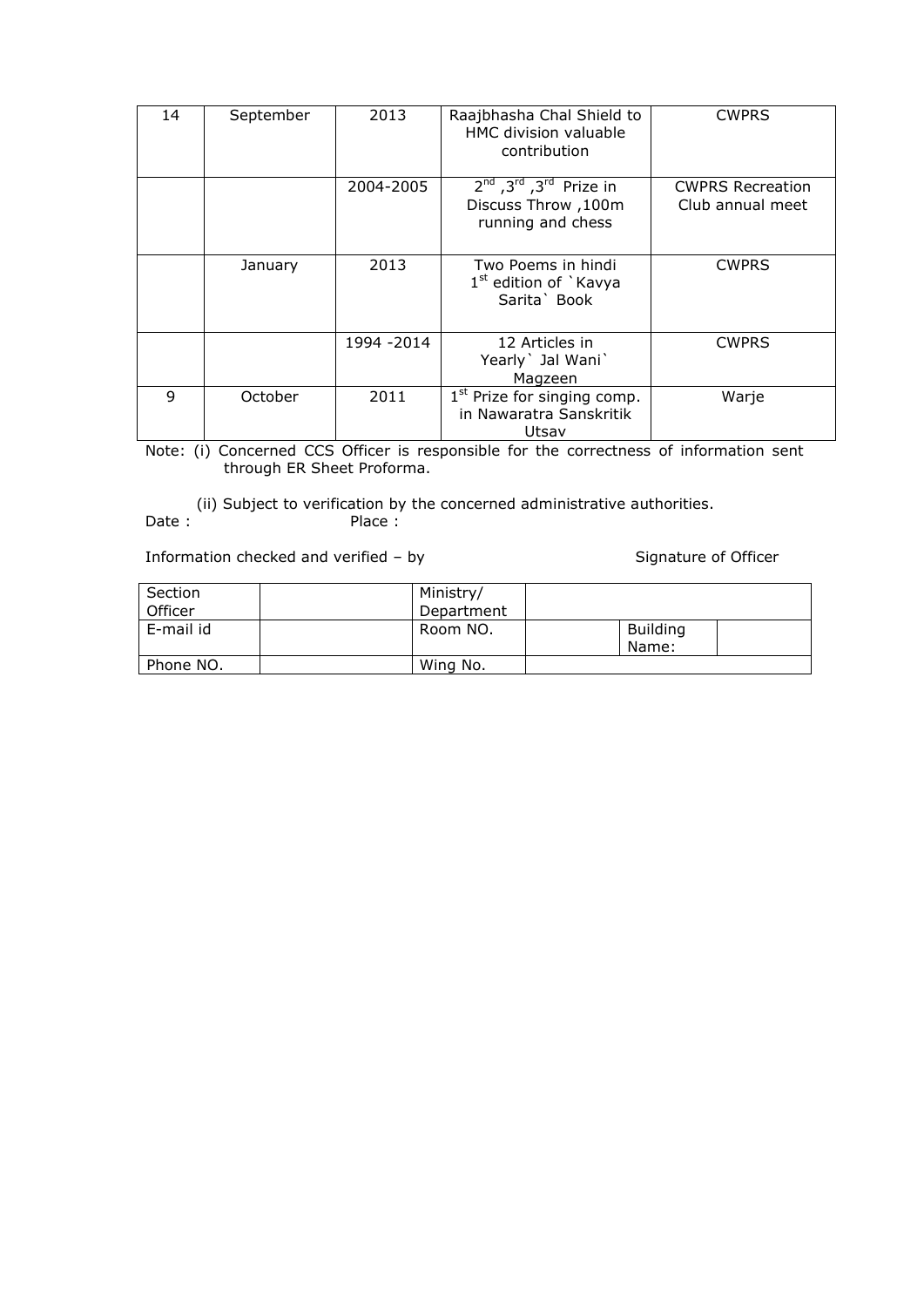| | | | | |
|---|---|---|---|---|
| 14 | September | 2013 | Raajbhasha Chal Shield to HMC division valuable contribution | CWPRS |
| | | 2004-2005 | 2[nd] ,3[rd] ,3[rd] Prize in Discuss Throw ,100m running and chess | CWPRS Recreation Club annual meet |
| | January | 2013 | Two Poems in hindi 1[st] edition of `Kavya Sarita` Book | CWPRS |
| | | 1994 -2014 | 12 Articles in Yearly` Jal Wani` Magzeen | CWPRS |
| 9 | October | 2011 | 1[st] Prize for singing comp. in Nawaratra Sanskritik Utsav | Warje |

Note: (i) Concerned CCS Officer is responsible for the correctness of information sent through ER Sheet Proforma.

(ii) Subject to verification by the concerned administrative authorities.

Date : Place :

Information checked and verified – by Signature of Officer

| | | | | | |
|---|---|---|---|---|---|
| Section Officer | | Ministry/ Department | | | |
| E-mail id | | Room NO. | | Building Name: | |
| Phone NO. | | Wing No. | | | |